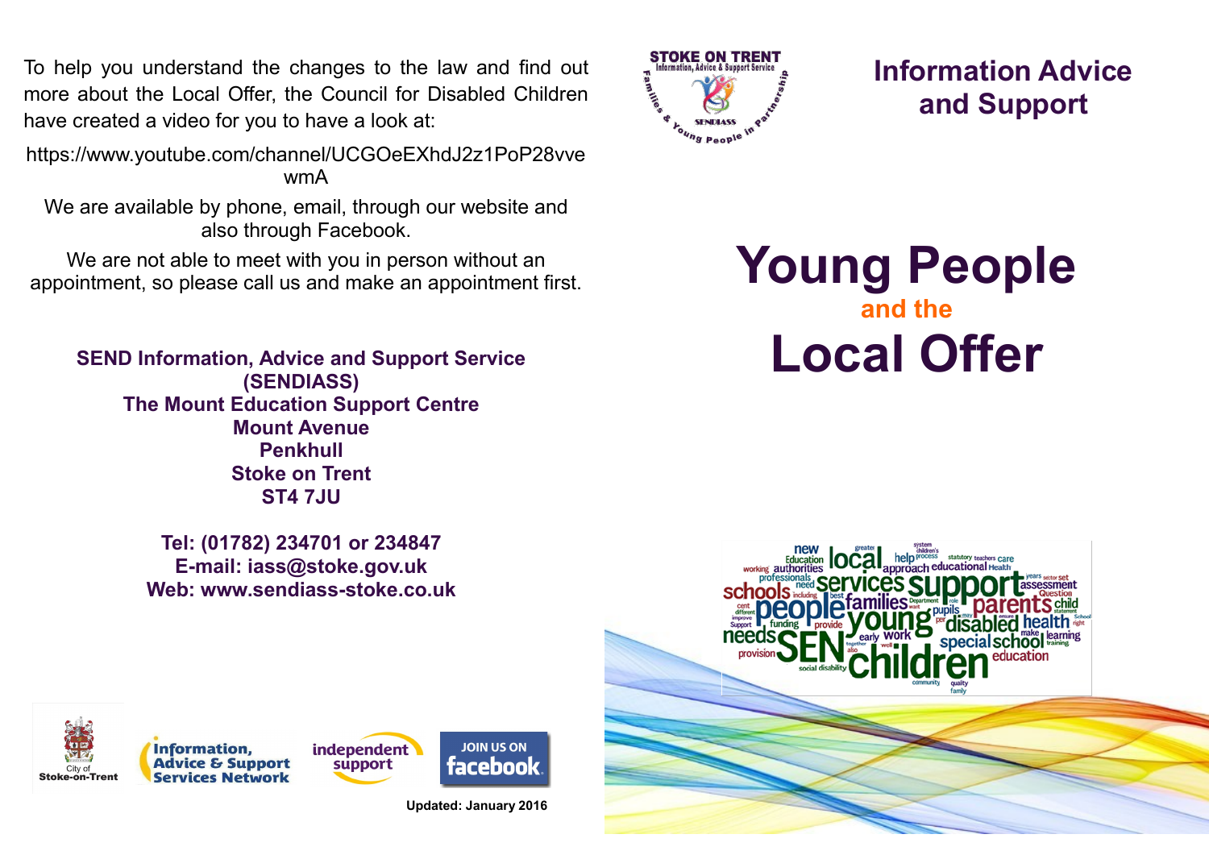To help you understand the changes to the law and find out more about the Local Offer, the Council for Disabled Children have created a video for you to have a look at:

https://www.youtube.com/channel/UCGOeEXhdJ2z1PoP28vvewmA

We are available by phone, email, through our website and also through Facebook.

We are not able to meet with you in person without an appointment, so please call us and make an appointment first.

**SEND Information, Advice and Support Service (SENDIASS)**
**The Mount Education Support Centre**
**Mount Avenue**
**Penkhull**
**Stoke on Trent**
**ST4 7JU**

**Tel: (01782) 234701 or 234847**
**E-mail: iass@stoke.gov.uk**
**Web: www.sendiass-stoke.co.uk**

**Updated: January 2016**

## Information Advice and Support

# Young People
## and the
# Local Offer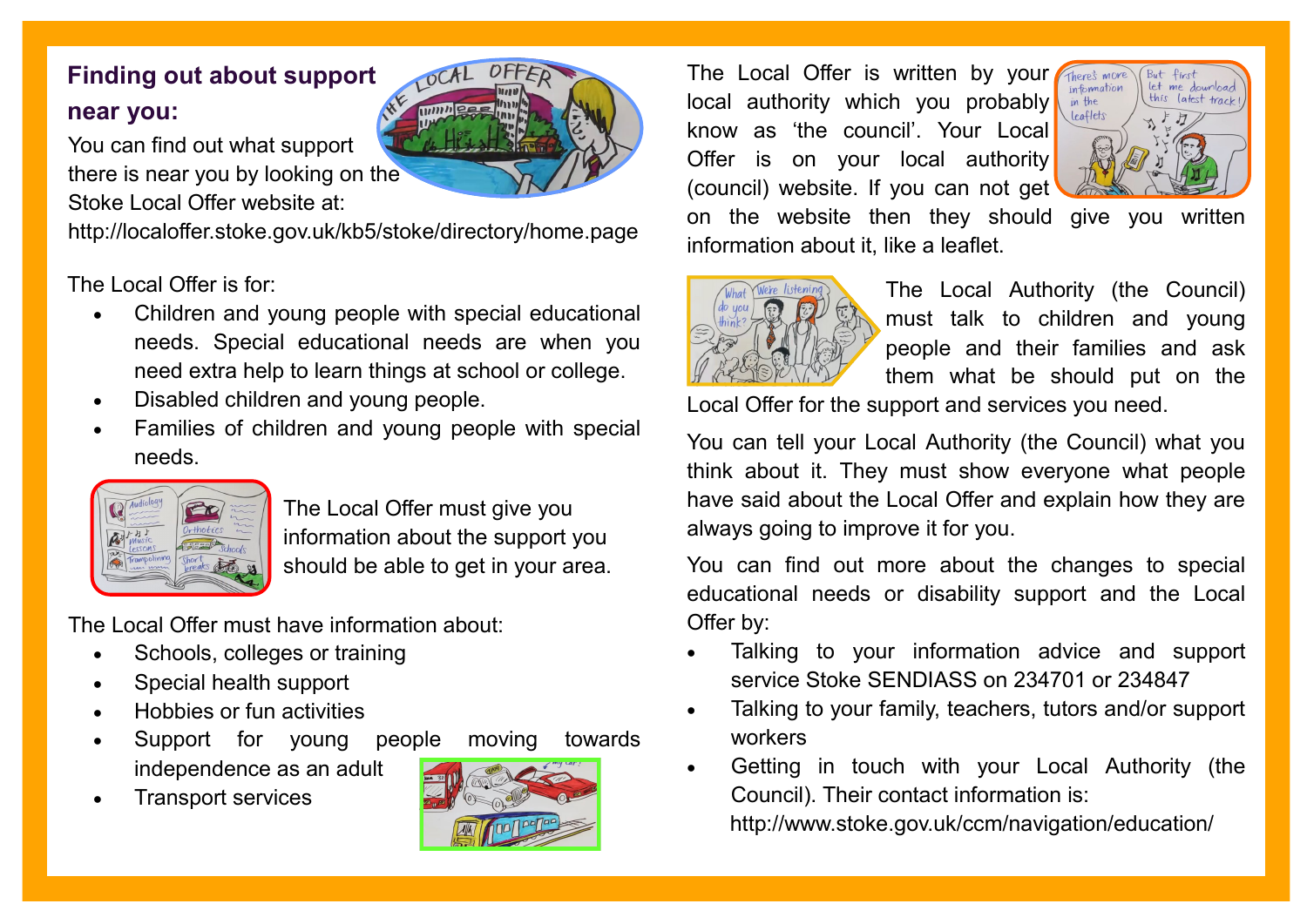## Finding out about support near you:

You can find out what support there is near you by looking on the Stoke Local Offer website at: http://localoffer.stoke.gov.uk/kb5/stoke/directory/home.page

The Local Offer is for:

- Children and young people with special educational needs. Special educational needs are when you need extra help to learn things at school or college.
- Disabled children and young people.
- Families of children and young people with special needs.

The Local Offer must give you information about the support you should be able to get in your area.

The Local Offer must have information about:

- Schools, colleges or training
- Special health support
- Hobbies or fun activities
- Support for young people moving towards independence as an adult
- Transport services

The Local Offer is written by your local authority which you probably know as 'the council'. Your Local Offer is on your local authority (council) website. If you can not get on the website then they should give you written information about it, like a leaflet.

The Local Authority (the Council) must talk to children and young people and their families and ask them what be should put on the Local Offer for the support and services you need.

You can tell your Local Authority (the Council) what you think about it. They must show everyone what people have said about the Local Offer and explain how they are always going to improve it for you.

You can find out more about the changes to special educational needs or disability support and the Local Offer by:

- Talking to your information advice and support service Stoke SENDIASS on 234701 or 234847
- Talking to your family, teachers, tutors and/or support workers
- Getting in touch with your Local Authority (the Council). Their contact information is: http://www.stoke.gov.uk/ccm/navigation/education/